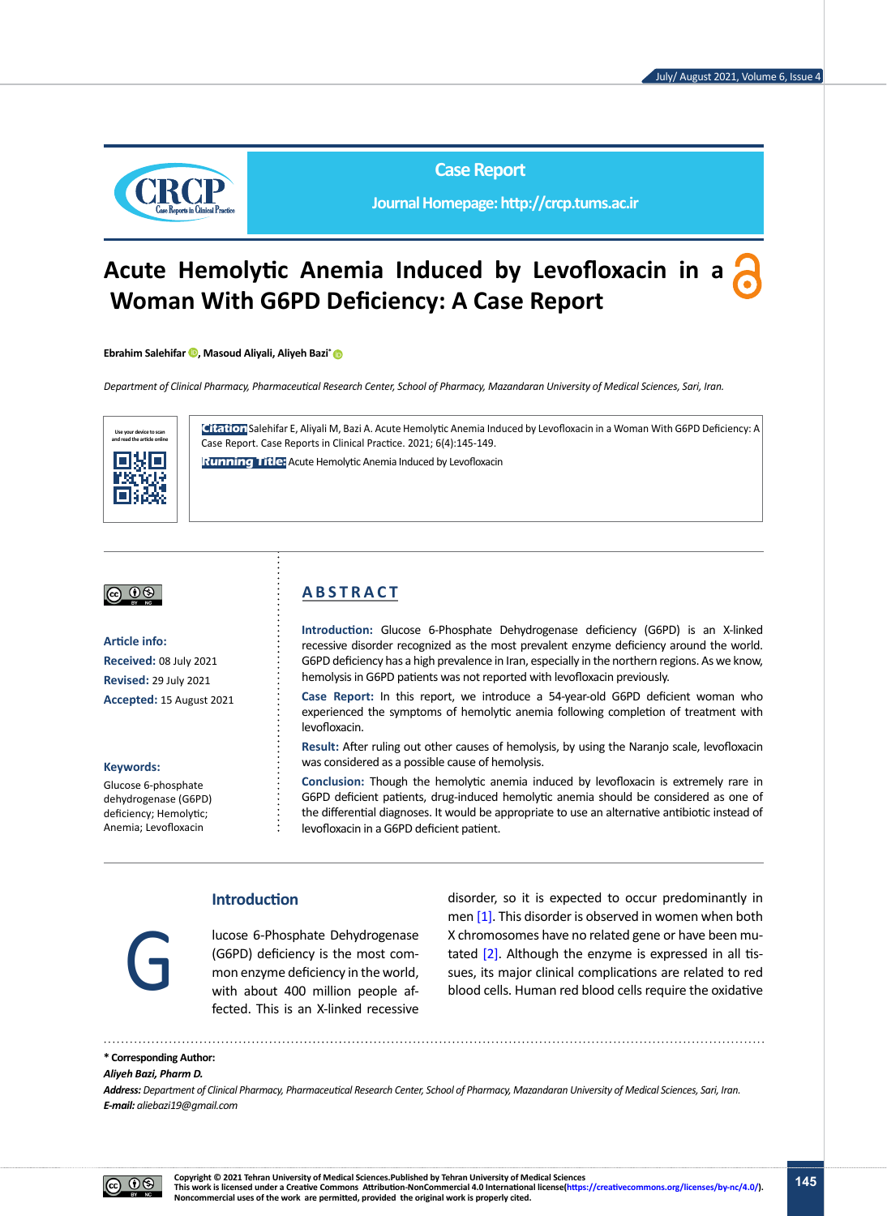Case Report

Journal Homepage: http://crcp.tums.ac.ir

# Acute Hemolytic Anemia Induced by Levofloxacin in a Woman With G6PD Deficiency: A Case Report

**Ebrahim Salehifar , Masoud Aliyali, Aliyeh Bazi***

*Department of Clinical Pharmacy, Pharmaceutical Research Center, School of Pharmacy, Mazandaran University of Medical Sciences, Sari, Iran.*

**Citation** Salehifar E, Aliyali M, Bazi A. Acute Hemolytic Anemia Induced by Levofloxacin in a Woman With G6PD Deficiency: A Case Report. Case Reports in Clinical Practice. 2021; 6(4):145-149.

**Running Title:** Acute Hemolytic Anemia Induced by Levofloxacin

**Article info:**

**Received:** 08 July 2021

**Revised:** 29 July 2021

**Accepted:** 15 August 2021

**Keywords:**

Glucose 6-phosphate dehydrogenase (G6PD) deficiency; Hemolytic; Anemia; Levofloxacin

## ABSTRACT

**Introduction:** Glucose 6-Phosphate Dehydrogenase deficiency (G6PD) is an X-linked recessive disorder recognized as the most prevalent enzyme deficiency around the world. G6PD deficiency has a high prevalence in Iran, especially in the northern regions. As we know, hemolysis in G6PD patients was not reported with levofloxacin previously.

**Case Report:** In this report, we introduce a 54-year-old G6PD deficient woman who experienced the symptoms of hemolytic anemia following completion of treatment with levofloxacin.

**Result:** After ruling out other causes of hemolysis, by using the Naranjo scale, levofloxacin was considered as a possible cause of hemolysis.

**Conclusion:** Though the hemolytic anemia induced by levofloxacin is extremely rare in G6PD deficient patients, drug-induced hemolytic anemia should be considered as one of the differential diagnoses. It would be appropriate to use an alternative antibiotic instead of levofloxacin in a G6PD deficient patient.

## Introduction

Glucose 6-Phosphate Dehydrogenase (G6PD) deficiency is the most common enzyme deficiency in the world, with about 400 million people affected. This is an X-linked recessive disorder, so it is expected to occur predominantly in men [1]. This disorder is observed in women when both X chromosomes have no related gene or have been mutated [2]. Although the enzyme is expressed in all tissues, its major clinical complications are related to red blood cells. Human red blood cells require the oxidative

**\* Corresponding Author:**

***Aliyeh Bazi, Pharm D.***

***Address:*** *Department of Clinical Pharmacy, Pharmaceutical Research Center, School of Pharmacy, Mazandaran University of Medical Sciences, Sari, Iran.*

***E-mail:*** *aliebazi19@gmail.com*

**Copyright © 2021 Tehran University of Medical Sciences.Published by Tehran University of Medical Sciences**
**This work is licensed under a Creative Commons Attribution-NonCommercial 4.0 International license(https://creativecommons.org/licenses/by-nc/4.0/). Noncommercial uses of the work are permitted, provided the original work is properly cited.**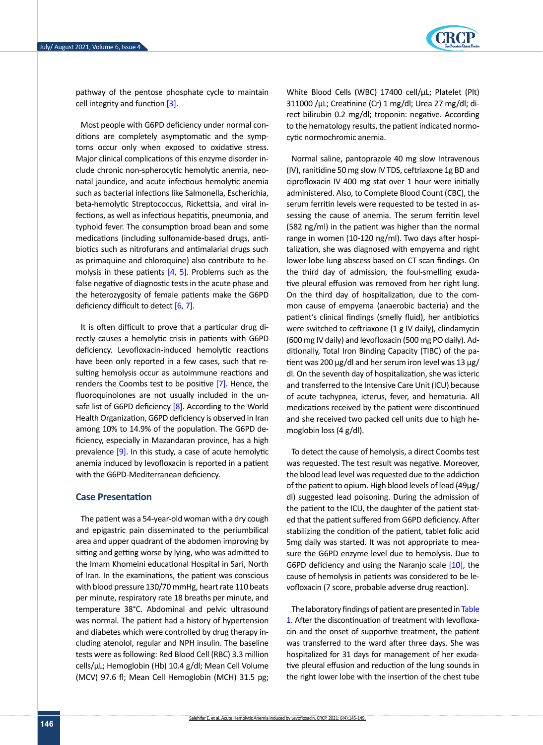pathway of the pentose phosphate cycle to maintain cell integrity and function [3].

Most people with G6PD deficiency under normal conditions are completely asymptomatic and the symptoms occur only when exposed to oxidative stress. Major clinical complications of this enzyme disorder include chronic non-spherocytic hemolytic anemia, neonatal jaundice, and acute infectious hemolytic anemia such as bacterial infections like Salmonella, Escherichia, beta-hemolytic Streptococcus, Rickettsia, and viral infections, as well as infectious hepatitis, pneumonia, and typhoid fever. The consumption broad bean and some medications (including sulfonamide-based drugs, antibiotics such as nitrofurans and antimalarial drugs such as primaquine and chloroquine) also contribute to hemolysis in these patients [4, 5]. Problems such as the false negative of diagnostic tests in the acute phase and the heterozygosity of female patients make the G6PD deficiency difficult to detect [6, 7].

It is often difficult to prove that a particular drug directly causes a hemolytic crisis in patients with G6PD deficiency. Levofloxacin-induced hemolytic reactions have been only reported in a few cases, such that resulting hemolysis occur as autoimmune reactions and renders the Coombs test to be positive [7]. Hence, the fluoroquinolones are not usually included in the unsafe list of G6PD deficiency [8]. According to the World Health Organization, G6PD deficiency is observed in Iran among 10% to 14.9% of the population. The G6PD deficiency, especially in Mazandaran province, has a high prevalence [9]. In this study, a case of acute hemolytic anemia induced by levofloxacin is reported in a patient with the G6PD-Mediterranean deficiency.

## Case Presentation

The patient was a 54-year-old woman with a dry cough and epigastric pain disseminated to the periumbilical area and upper quadrant of the abdomen improving by sitting and getting worse by lying, who was admitted to the Imam Khomeini educational Hospital in Sari, North of Iran. In the examinations, the patient was conscious with blood pressure 130/70 mmHg, heart rate 110 beats per minute, respiratory rate 18 breaths per minute, and temperature 38°C. Abdominal and pelvic ultrasound was normal. The patient had a history of hypertension and diabetes which were controlled by drug therapy including atenolol, regular and NPH insulin. The baseline tests were as following: Red Blood Cell (RBC) 3.3 million cells/μL; Hemoglobin (Hb) 10.4 g/dl; Mean Cell Volume (MCV) 97.6 fl; Mean Cell Hemoglobin (MCH) 31.5 pg; White Blood Cells (WBC) 17400 cell/μL; Platelet (Plt) 311000 /μL; Creatinine (Cr) 1 mg/dl; Urea 27 mg/dl; direct bilirubin 0.2 mg/dl; troponin: negative. According to the hematology results, the patient indicated normocytic normochromic anemia.

Normal saline, pantoprazole 40 mg slow Intravenous (IV), ranitidine 50 mg slow IV TDS, ceftriaxone 1g BD and ciprofloxacin IV 400 mg stat over 1 hour were initially administered. Also, to Complete Blood Count (CBC), the serum ferritin levels were requested to be tested in assessing the cause of anemia. The serum ferritin level (582 ng/ml) in the patient was higher than the normal range in women (10-120 ng/ml). Two days after hospitalization, she was diagnosed with empyema and right lower lobe lung abscess based on CT scan findings. On the third day of admission, the foul-smelling exudative pleural effusion was removed from her right lung. On the third day of hospitalization, due to the common cause of empyema (anaerobic bacteria) and the patient's clinical findings (smelly fluid), her antibiotics were switched to ceftriaxone (1 g IV daily), clindamycin (600 mg IV daily) and levofloxacin (500 mg PO daily). Additionally, Total Iron Binding Capacity (TIBC) of the patient was 200 μg/dl and her serum iron level was 13 μg/dl. On the seventh day of hospitalization, she was icteric and transferred to the Intensive Care Unit (ICU) because of acute tachypnea, icterus, fever, and hematuria. All medications received by the patient were discontinued and she received two packed cell units due to high hemoglobin loss (4 g/dl).

To detect the cause of hemolysis, a direct Coombs test was requested. The test result was negative. Moreover, the blood lead level was requested due to the addiction of the patient to opium. High blood levels of lead (49μg/dl) suggested lead poisoning. During the admission of the patient to the ICU, the daughter of the patient stated that the patient suffered from G6PD deficiency. After stabilizing the condition of the patient, tablet folic acid 5mg daily was started. It was not appropriate to measure the G6PD enzyme level due to hemolysis. Due to G6PD deficiency and using the Naranjo scale [10], the cause of hemolysis in patients was considered to be levofloxacin (7 score, probable adverse drug reaction).

The laboratory findings of patient are presented in Table 1. After the discontinuation of treatment with levofloxacin and the onset of supportive treatment, the patient was transferred to the ward after three days. She was hospitalized for 31 days for management of her exudative pleural effusion and reduction of the lung sounds in the right lower lobe with the insertion of the chest tube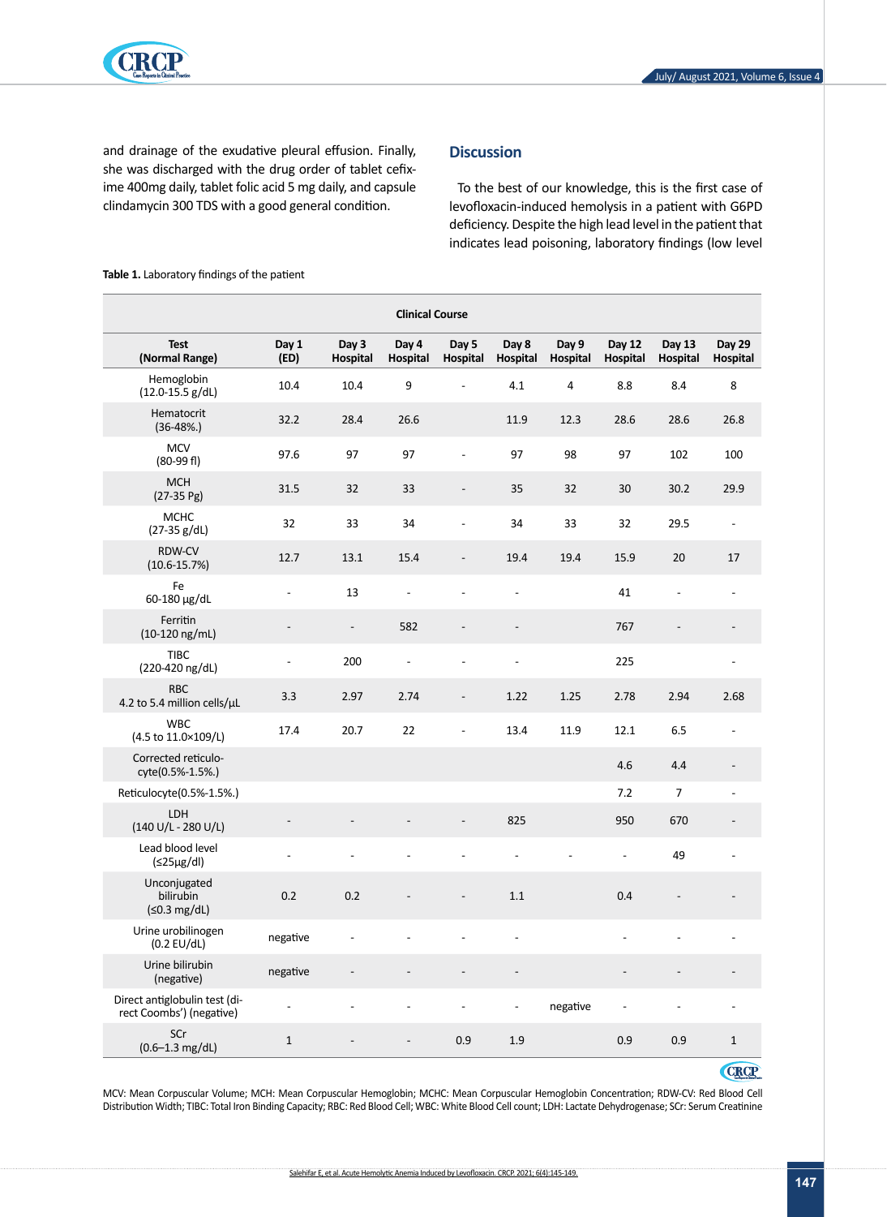and drainage of the exudative pleural effusion. Finally, she was discharged with the drug order of tablet cefixime 400mg daily, tablet folic acid 5 mg daily, and capsule clindamycin 300 TDS with a good general condition.

## Discussion

To the best of our knowledge, this is the first case of levofloxacin-induced hemolysis in a patient with G6PD deficiency. Despite the high lead level in the patient that indicates lead poisoning, laboratory findings (low level

**Table 1.** Laboratory findings of the patient

| | Clinical Course | | | | | | | | |
|---|---|---|---|---|---|---|---|---|---|
| Test (Normal Range) | Day 1 (ED) | Day 3 Hospital | Day 4 Hospital | Day 5 Hospital | Day 8 Hospital | Day 9 Hospital | Day 12 Hospital | Day 13 Hospital | Day 29 Hospital |
| Hemoglobin (12.0-15.5 g/dL) | 10.4 | 10.4 | 9 | - | 4.1 | 4 | 8.8 | 8.4 | 8 |
| Hematocrit (36-48%.) | 32.2 | 28.4 | 26.6 | | 11.9 | 12.3 | 28.6 | 28.6 | 26.8 |
| MCV (80-99 fl) | 97.6 | 97 | 97 | - | 97 | 98 | 97 | 102 | 100 |
| MCH (27-35 Pg) | 31.5 | 32 | 33 | - | 35 | 32 | 30 | 30.2 | 29.9 |
| MCHC (27-35 g/dL) | 32 | 33 | 34 | - | 34 | 33 | 32 | 29.5 | - |
| RDW-CV (10.6-15.7%) | 12.7 | 13.1 | 15.4 | - | 19.4 | 19.4 | 15.9 | 20 | 17 |
| Fe 60-180 µg/dL | - | 13 | - | - | - | | 41 | - | - |
| Ferritin (10-120 ng/mL) | - | - | 582 | - | - | | 767 | - | - |
| TIBC (220-420 ng/dL) | - | 200 | - | - | - | | 225 | | - |
| RBC 4.2 to 5.4 million cells/µL | 3.3 | 2.97 | 2.74 | - | 1.22 | 1.25 | 2.78 | 2.94 | 2.68 |
| WBC (4.5 to 11.0×109/L) | 17.4 | 20.7 | 22 | - | 13.4 | 11.9 | 12.1 | 6.5 | - |
| Corrected reticulocyte(0.5%-1.5%.) | | | | | | | 4.6 | 4.4 | - |
| Reticulocyte(0.5%-1.5%.) | | | | | | | 7.2 | 7 | - |
| LDH (140 U/L - 280 U/L) | - | - | - | - | 825 | | 950 | 670 | - |
| Lead blood level (≤25µg/dl) | - | - | - | - | - | - | - | 49 | - |
| Unconjugated bilirubin (≤0.3 mg/dL) | 0.2 | 0.2 | - | - | 1.1 | | 0.4 | - | - |
| Urine urobilinogen (0.2 EU/dL) | negative | - | - | - | - | | - | - | - |
| Urine bilirubin (negative) | negative | - | - | - | - | | - | - | - |
| Direct antiglobulin test (direct Coombs') (negative) | - | - | - | - | - | negative | - | - | - |
| SCr (0.6–1.3 mg/dL) | 1 | - | - | 0.9 | 1.9 | | 0.9 | 0.9 | 1 |

MCV: Mean Corpuscular Volume; MCH: Mean Corpuscular Hemoglobin; MCHC: Mean Corpuscular Hemoglobin Concentration; RDW-CV: Red Blood Cell Distribution Width; TIBC: Total Iron Binding Capacity; RBC: Red Blood Cell; WBC: White Blood Cell count; LDH: Lactate Dehydrogenase; SCr: Serum Creatinine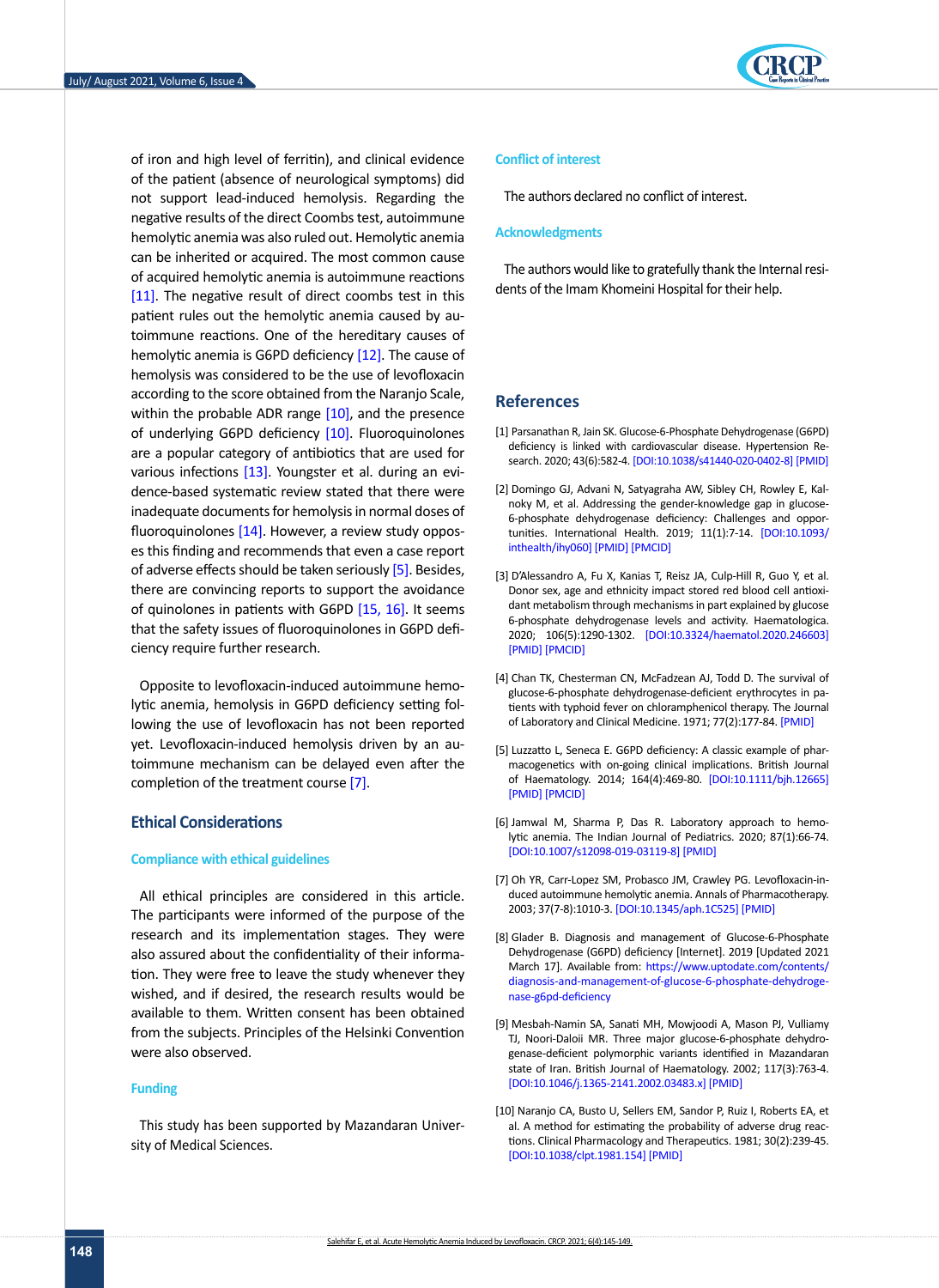of iron and high level of ferritin), and clinical evidence of the patient (absence of neurological symptoms) did not support lead-induced hemolysis. Regarding the negative results of the direct Coombs test, autoimmune hemolytic anemia was also ruled out. Hemolytic anemia can be inherited or acquired. The most common cause of acquired hemolytic anemia is autoimmune reactions [11]. The negative result of direct coombs test in this patient rules out the hemolytic anemia caused by autoimmune reactions. One of the hereditary causes of hemolytic anemia is G6PD deficiency [12]. The cause of hemolysis was considered to be the use of levofloxacin according to the score obtained from the Naranjo Scale, within the probable ADR range [10], and the presence of underlying G6PD deficiency [10]. Fluoroquinolones are a popular category of antibiotics that are used for various infections [13]. Youngster et al. during an evidence-based systematic review stated that there were inadequate documents for hemolysis in normal doses of fluoroquinolones [14]. However, a review study opposes this finding and recommends that even a case report of adverse effects should be taken seriously [5]. Besides, there are convincing reports to support the avoidance of quinolones in patients with G6PD [15, 16]. It seems that the safety issues of fluoroquinolones in G6PD deficiency require further research.

Opposite to levofloxacin-induced autoimmune hemolytic anemia, hemolysis in G6PD deficiency setting following the use of levofloxacin has not been reported yet. Levofloxacin-induced hemolysis driven by an autoimmune mechanism can be delayed even after the completion of the treatment course [7].

## Ethical Considerations

### Compliance with ethical guidelines

All ethical principles are considered in this article. The participants were informed of the purpose of the research and its implementation stages. They were also assured about the confidentiality of their information. They were free to leave the study whenever they wished, and if desired, the research results would be available to them. Written consent has been obtained from the subjects. Principles of the Helsinki Convention were also observed.

### Funding

This study has been supported by Mazandaran University of Medical Sciences.

### Conflict of interest

The authors declared no conflict of interest.

### Acknowledgments

The authors would like to gratefully thank the Internal residents of the Imam Khomeini Hospital for their help.

## References

[1] Parsanathan R, Jain SK. Glucose-6-Phosphate Dehydrogenase (G6PD) deficiency is linked with cardiovascular disease. Hypertension Research. 2020; 43(6):582-4. [DOI:10.1038/s41440-020-0402-8] [PMID]

[2] Domingo GJ, Advani N, Satyagraha AW, Sibley CH, Rowley E, Kalnoky M, et al. Addressing the gender-knowledge gap in glucose-6-phosphate dehydrogenase deficiency: Challenges and opportunities. International Health. 2019; 11(1):7-14. [DOI:10.1093/inthealth/ihy060] [PMID] [PMCID]

[3] D'Alessandro A, Fu X, Kanias T, Reisz JA, Culp-Hill R, Guo Y, et al. Donor sex, age and ethnicity impact stored red blood cell antioxidant metabolism through mechanisms in part explained by glucose 6-phosphate dehydrogenase levels and activity. Haematologica. 2020; 106(5):1290-1302. [DOI:10.3324/haematol.2020.246603] [PMID] [PMCID]

[4] Chan TK, Chesterman CN, McFadzean AJ, Todd D. The survival of glucose-6-phosphate dehydrogenase-deficient erythrocytes in patients with typhoid fever on chloramphenicol therapy. The Journal of Laboratory and Clinical Medicine. 1971; 77(2):177-84. [PMID]

[5] Luzzatto L, Seneca E. G6PD deficiency: A classic example of pharmacogenetics with on-going clinical implications. British Journal of Haematology. 2014; 164(4):469-80. [DOI:10.1111/bjh.12665] [PMID] [PMCID]

[6] Jamwal M, Sharma P, Das R. Laboratory approach to hemolytic anemia. The Indian Journal of Pediatrics. 2020; 87(1):66-74. [DOI:10.1007/s12098-019-03119-8] [PMID]

[7] Oh YR, Carr-Lopez SM, Probasco JM, Crawley PG. Levofloxacin-induced autoimmune hemolytic anemia. Annals of Pharmacotherapy. 2003; 37(7-8):1010-3. [DOI:10.1345/aph.1C525] [PMID]

[8] Glader B. Diagnosis and management of Glucose-6-Phosphate Dehydrogenase (G6PD) deficiency [Internet]. 2019 [Updated 2021 March 17]. Available from: https://www.uptodate.com/contents/diagnosis-and-management-of-glucose-6-phosphate-dehydrogenase-g6pd-deficiency

[9] Mesbah-Namin SA, Sanati MH, Mowjoodi A, Mason PJ, Vulliamy TJ, Noori-Daloii MR. Three major glucose-6-phosphate dehydrogenase-deficient polymorphic variants identified in Mazandaran state of Iran. British Journal of Haematology. 2002; 117(3):763-4. [DOI:10.1046/j.1365-2141.2002.03483.x] [PMID]

[10] Naranjo CA, Busto U, Sellers EM, Sandor P, Ruiz I, Roberts EA, et al. A method for estimating the probability of adverse drug reactions. Clinical Pharmacology and Therapeutics. 1981; 30(2):239-45. [DOI:10.1038/clpt.1981.154] [PMID]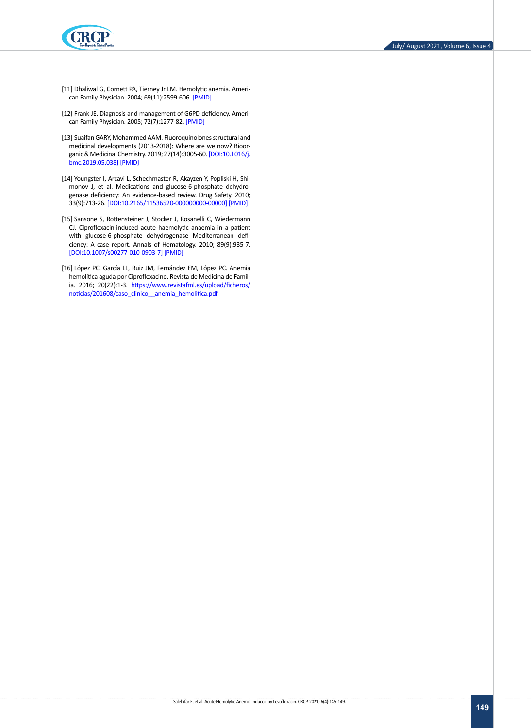[11] Dhaliwal G, Cornett PA, Tierney Jr LM. Hemolytic anemia. American Family Physician. 2004; 69(11):2599-606. [PMID]

[12] Frank JE. Diagnosis and management of G6PD deficiency. American Family Physician. 2005; 72(7):1277-82. [PMID]

[13] Suaifan GARY, Mohammed AAM. Fluoroquinolones structural and medicinal developments (2013-2018): Where are we now? Bioorganic & Medicinal Chemistry. 2019; 27(14):3005-60. [DOI:10.1016/j.bmc.2019.05.038] [PMID]

[14] Youngster I, Arcavi L, Schechmaster R, Akayzen Y, Popliski H, Shimonov J, et al. Medications and glucose-6-phosphate dehydrogenase deficiency: An evidence-based review. Drug Safety. 2010; 33(9):713-26. [DOI:10.2165/11536520-000000000-00000] [PMID]

[15] Sansone S, Rottensteiner J, Stocker J, Rosanelli C, Wiedermann CJ. Ciprofloxacin-induced acute haemolytic anaemia in a patient with glucose-6-phosphate dehydrogenase Mediterranean deficiency: A case report. Annals of Hematology. 2010; 89(9):935-7. [DOI:10.1007/s00277-010-0903-7] [PMID]

[16] López PC, García LL, Ruiz JM, Fernández EM, López PC. Anemia hemolítica aguda por Ciprofloxacino. Revista de Medicina de Familia. 2016; 20(22):1-3. https://www.revistafml.es/upload/ficheros/noticias/201608/caso_clinico__anemia_hemolitica.pdf